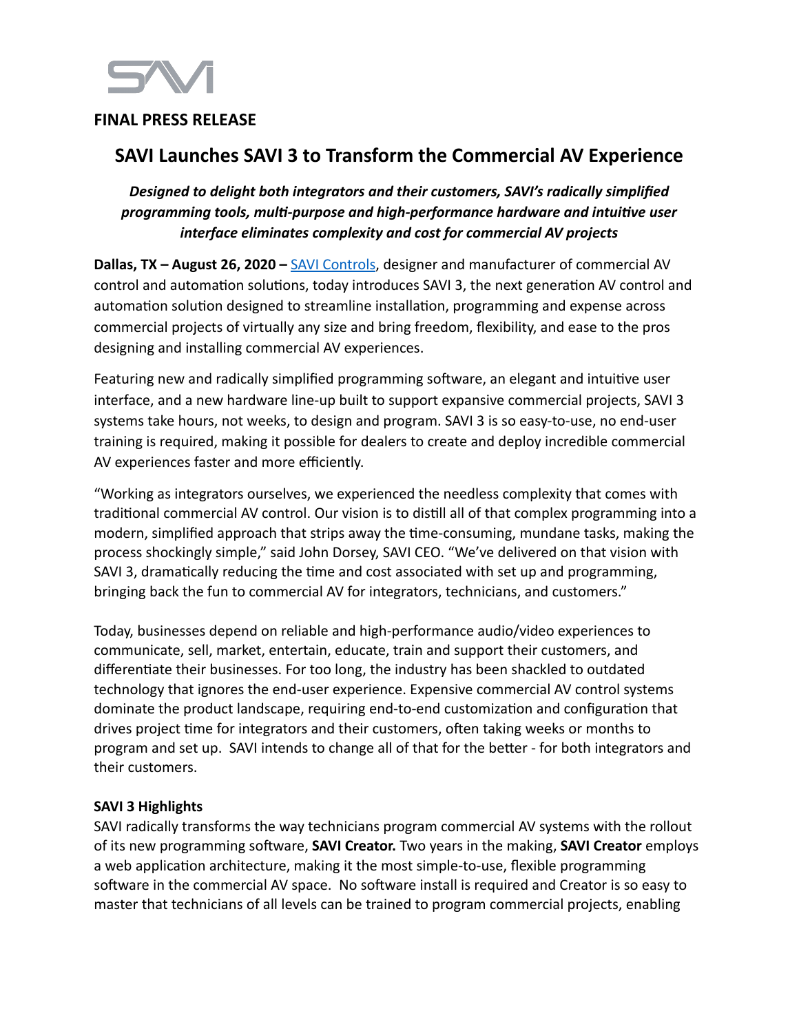**FINAL PRESS RELEASE**

# SAVI Launches SAVI 3 to Transform the Commercial AV Experience

***Designed to delight both integrators and their customers, SAVI's radically simplified programming tools, multi-purpose and high-performance hardware and intuitive user interface eliminates complexity and cost for commercial AV projects***

**Dallas, TX – August 26, 2020 –** SAVI Controls, designer and manufacturer of commercial AV control and automation solutions, today introduces SAVI 3, the next generation AV control and automation solution designed to streamline installation, programming and expense across commercial projects of virtually any size and bring freedom, flexibility, and ease to the pros designing and installing commercial AV experiences.

Featuring new and radically simplified programming software, an elegant and intuitive user interface, and a new hardware line-up built to support expansive commercial projects, SAVI 3 systems take hours, not weeks, to design and program. SAVI 3 is so easy-to-use, no end-user training is required, making it possible for dealers to create and deploy incredible commercial AV experiences faster and more efficiently.

"Working as integrators ourselves, we experienced the needless complexity that comes with traditional commercial AV control. Our vision is to distill all of that complex programming into a modern, simplified approach that strips away the time-consuming, mundane tasks, making the process shockingly simple," said John Dorsey, SAVI CEO. "We've delivered on that vision with SAVI 3, dramatically reducing the time and cost associated with set up and programming, bringing back the fun to commercial AV for integrators, technicians, and customers."

Today, businesses depend on reliable and high-performance audio/video experiences to communicate, sell, market, entertain, educate, train and support their customers, and differentiate their businesses. For too long, the industry has been shackled to outdated technology that ignores the end-user experience. Expensive commercial AV control systems dominate the product landscape, requiring end-to-end customization and configuration that drives project time for integrators and their customers, often taking weeks or months to program and set up. SAVI intends to change all of that for the better - for both integrators and their customers.

**SAVI 3 Highlights**

SAVI radically transforms the way technicians program commercial AV systems with the rollout of its new programming software, **SAVI Creator.** Two years in the making, **SAVI Creator** employs a web application architecture, making it the most simple-to-use, flexible programming software in the commercial AV space. No software install is required and Creator is so easy to master that technicians of all levels can be trained to program commercial projects, enabling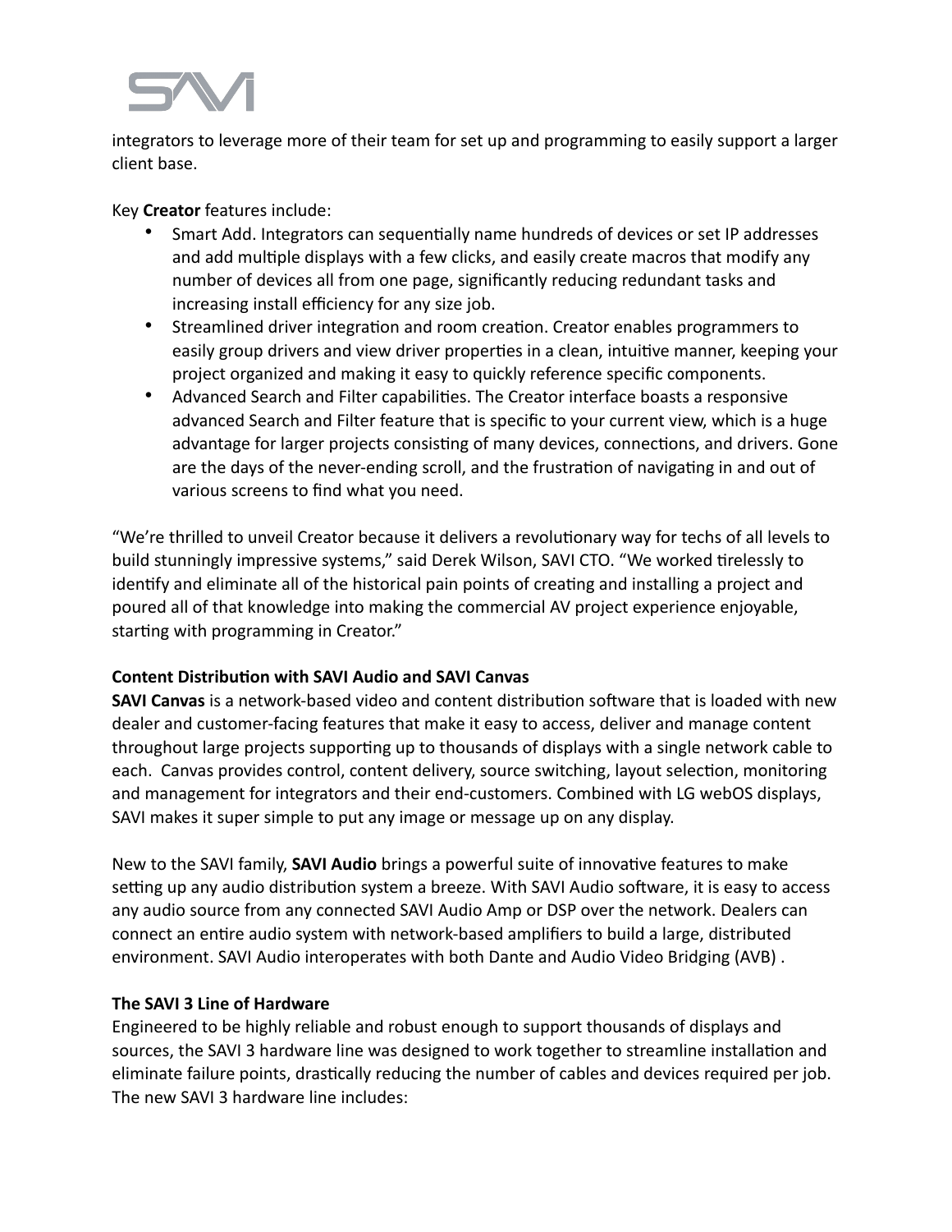integrators to leverage more of their team for set up and programming to easily support a larger client base.

Key **Creator** features include:

- Smart Add. Integrators can sequentially name hundreds of devices or set IP addresses and add multiple displays with a few clicks, and easily create macros that modify any number of devices all from one page, significantly reducing redundant tasks and increasing install efficiency for any size job.
- Streamlined driver integration and room creation. Creator enables programmers to easily group drivers and view driver properties in a clean, intuitive manner, keeping your project organized and making it easy to quickly reference specific components.
- Advanced Search and Filter capabilities. The Creator interface boasts a responsive advanced Search and Filter feature that is specific to your current view, which is a huge advantage for larger projects consisting of many devices, connections, and drivers. Gone are the days of the never-ending scroll, and the frustration of navigating in and out of various screens to find what you need.

"We're thrilled to unveil Creator because it delivers a revolutionary way for techs of all levels to build stunningly impressive systems," said Derek Wilson, SAVI CTO. "We worked tirelessly to identify and eliminate all of the historical pain points of creating and installing a project and poured all of that knowledge into making the commercial AV project experience enjoyable, starting with programming in Creator."

**Content Distribution with SAVI Audio and SAVI Canvas**

**SAVI Canvas** is a network-based video and content distribution software that is loaded with new dealer and customer-facing features that make it easy to access, deliver and manage content throughout large projects supporting up to thousands of displays with a single network cable to each. Canvas provides control, content delivery, source switching, layout selection, monitoring and management for integrators and their end-customers. Combined with LG webOS displays, SAVI makes it super simple to put any image or message up on any display.

New to the SAVI family, **SAVI Audio** brings a powerful suite of innovative features to make setting up any audio distribution system a breeze. With SAVI Audio software, it is easy to access any audio source from any connected SAVI Audio Amp or DSP over the network. Dealers can connect an entire audio system with network-based amplifiers to build a large, distributed environment. SAVI Audio interoperates with both Dante and Audio Video Bridging (AVB) .

**The SAVI 3 Line of Hardware**

Engineered to be highly reliable and robust enough to support thousands of displays and sources, the SAVI 3 hardware line was designed to work together to streamline installation and eliminate failure points, drastically reducing the number of cables and devices required per job. The new SAVI 3 hardware line includes: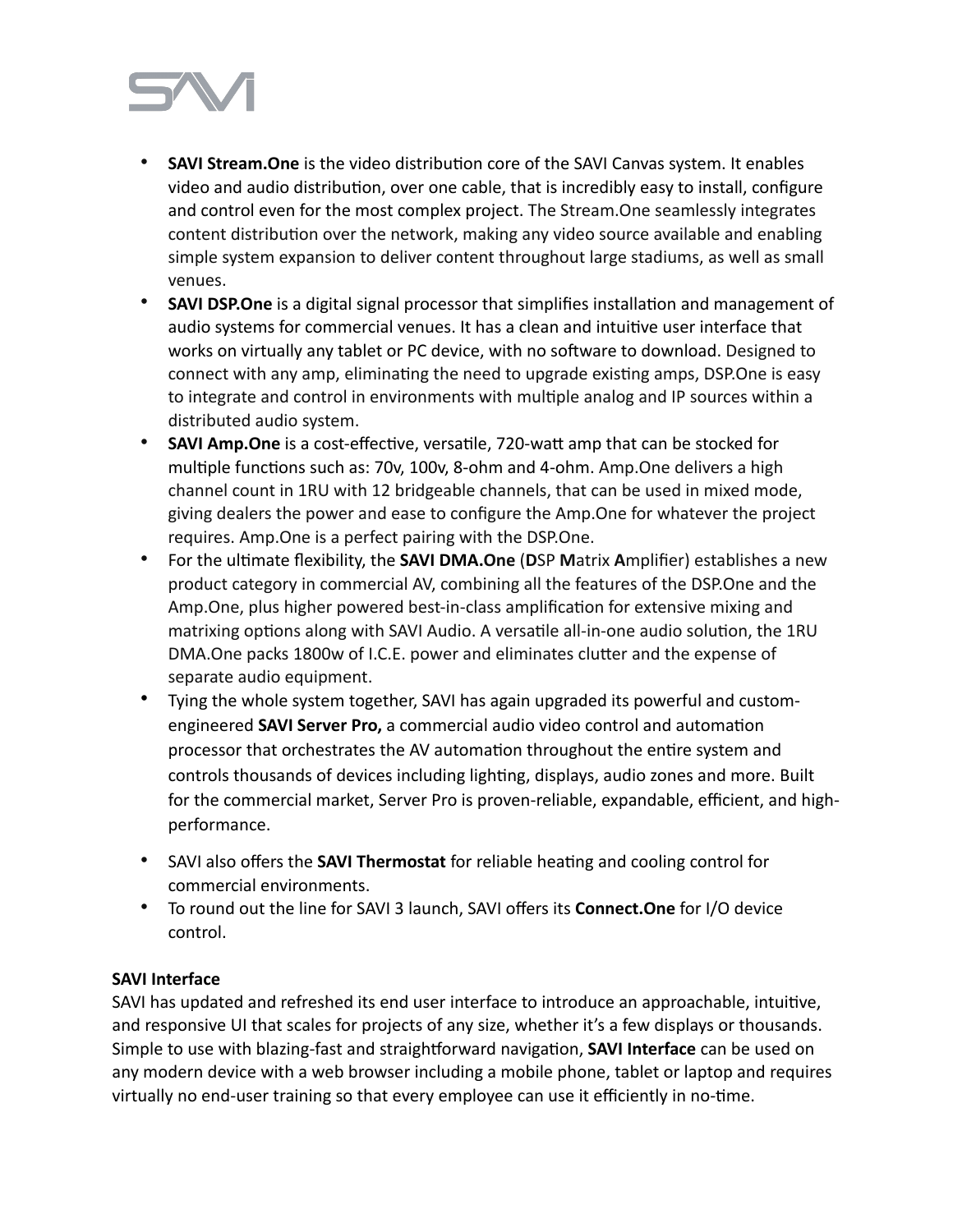- **SAVI Stream.One** is the video distribution core of the SAVI Canvas system. It enables video and audio distribution, over one cable, that is incredibly easy to install, configure and control even for the most complex project. The Stream.One seamlessly integrates content distribution over the network, making any video source available and enabling simple system expansion to deliver content throughout large stadiums, as well as small venues.
- **SAVI DSP.One** is a digital signal processor that simplifies installation and management of audio systems for commercial venues. It has a clean and intuitive user interface that works on virtually any tablet or PC device, with no software to download. Designed to connect with any amp, eliminating the need to upgrade existing amps, DSP.One is easy to integrate and control in environments with multiple analog and IP sources within a distributed audio system.
- **SAVI Amp.One** is a cost-effective, versatile, 720-watt amp that can be stocked for multiple functions such as: 70v, 100v, 8-ohm and 4-ohm. Amp.One delivers a high channel count in 1RU with 12 bridgeable channels, that can be used in mixed mode, giving dealers the power and ease to configure the Amp.One for whatever the project requires. Amp.One is a perfect pairing with the DSP.One.
- For the ultimate flexibility, the **SAVI DMA.One** (**D**SP **M**atrix **A**mplifier) establishes a new product category in commercial AV, combining all the features of the DSP.One and the Amp.One, plus higher powered best-in-class amplification for extensive mixing and matrixing options along with SAVI Audio. A versatile all-in-one audio solution, the 1RU DMA.One packs 1800w of I.C.E. power and eliminates clutter and the expense of separate audio equipment.
- Tying the whole system together, SAVI has again upgraded its powerful and custom-engineered **SAVI Server Pro,** a commercial audio video control and automation processor that orchestrates the AV automation throughout the entire system and controls thousands of devices including lighting, displays, audio zones and more. Built for the commercial market, Server Pro is proven-reliable, expandable, efficient, and high-performance.
- SAVI also offers the **SAVI Thermostat** for reliable heating and cooling control for commercial environments.
- To round out the line for SAVI 3 launch, SAVI offers its **Connect.One** for I/O device control.

**SAVI Interface**

SAVI has updated and refreshed its end user interface to introduce an approachable, intuitive, and responsive UI that scales for projects of any size, whether it's a few displays or thousands. Simple to use with blazing-fast and straightforward navigation, **SAVI Interface** can be used on any modern device with a web browser including a mobile phone, tablet or laptop and requires virtually no end-user training so that every employee can use it efficiently in no-time.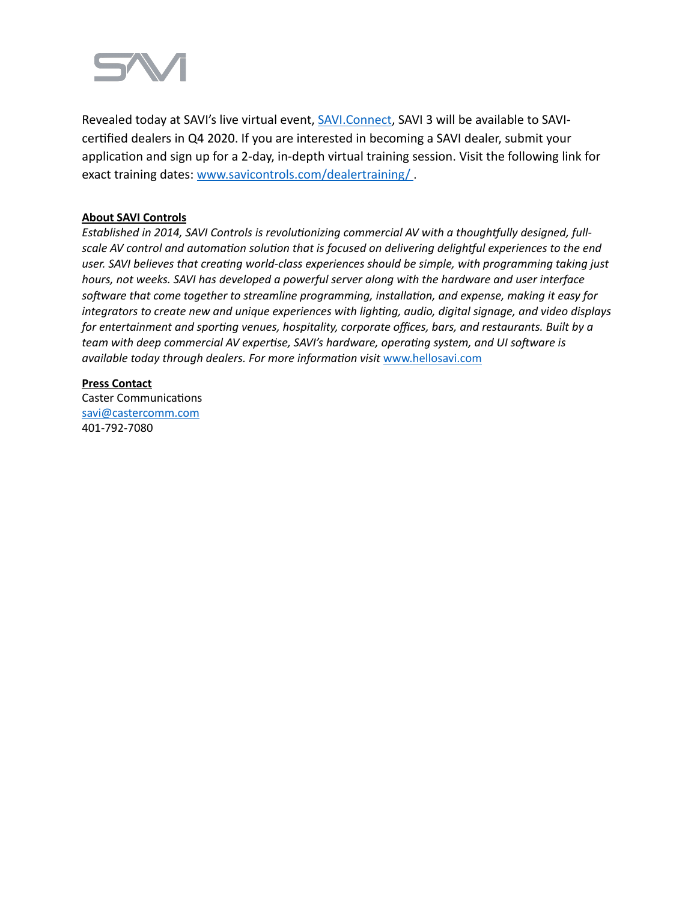Revealed today at SAVI's live virtual event, [SAVI.Connect](SAVI.Connect), SAVI 3 will be available to SAVI-certified dealers in Q4 2020. If you are interested in becoming a SAVI dealer, submit your application and sign up for a 2-day, in-depth virtual training session. Visit the following link for exact training dates: [www.savicontrols.com/dealertraining/](www.savicontrols.com/dealertraining/) .

**About SAVI Controls**

*Established in 2014, SAVI Controls is revolutionizing commercial AV with a thoughtfully designed, full-scale AV control and automation solution that is focused on delivering delightful experiences to the end user. SAVI believes that creating world-class experiences should be simple, with programming taking just hours, not weeks. SAVI has developed a powerful server along with the hardware and user interface software that come together to streamline programming, installation, and expense, making it easy for integrators to create new and unique experiences with lighting, audio, digital signage, and video displays for entertainment and sporting venues, hospitality, corporate offices, bars, and restaurants. Built by a team with deep commercial AV expertise, SAVI's hardware, operating system, and UI software is available today through dealers. For more information visit* [www.hellosavi.com](www.hellosavi.com)

**Press Contact**

Caster Communications
[savi@castercomm.com](mailto:savi@castercomm.com)
401-792-7080